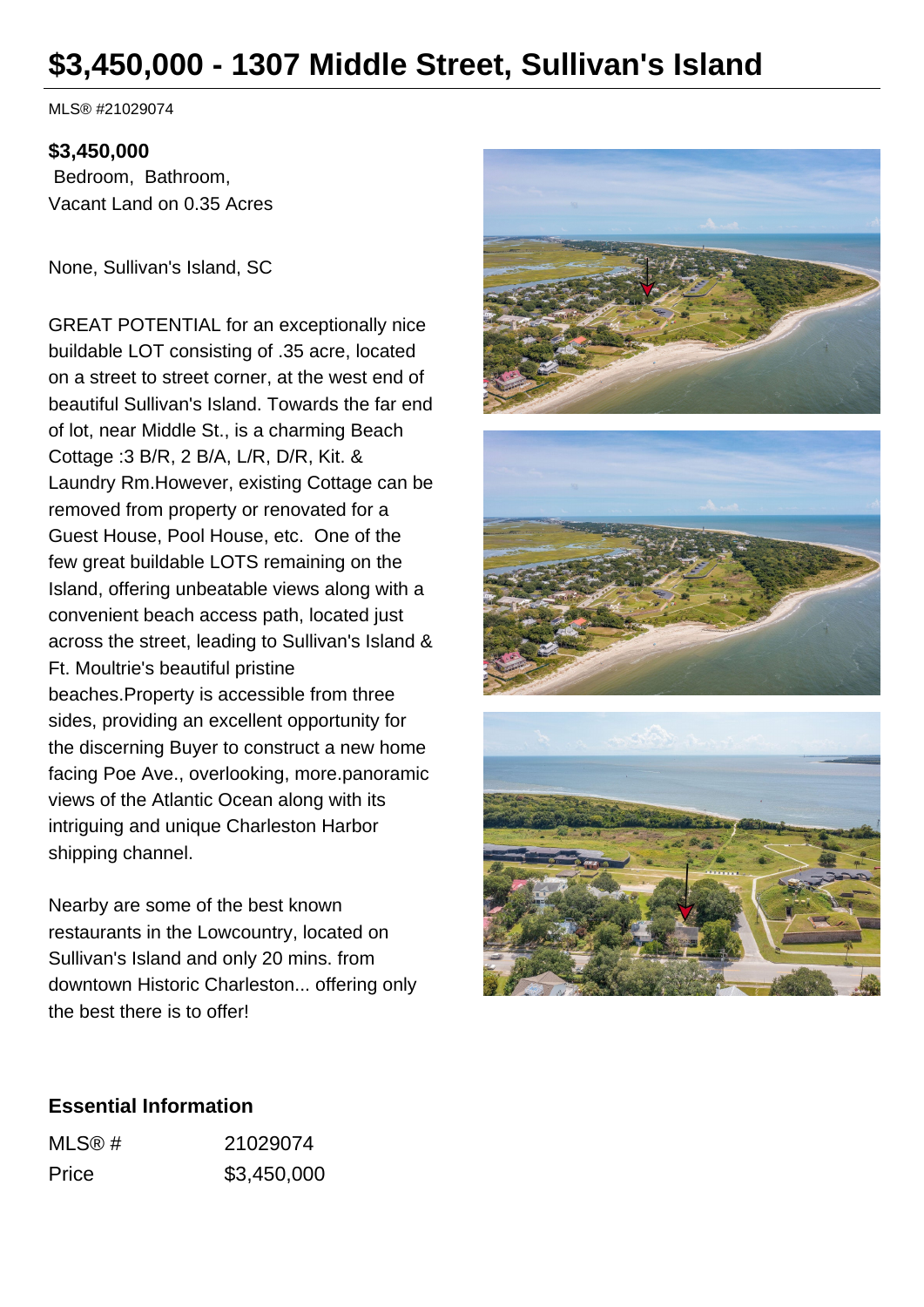# $3,450,000 - 1307 Middle Street, Sullivan's Island

MLS® #21029074

**$3,450,000**
Bedroom, Bathroom,
Vacant Land on 0.35 Acres

None, Sullivan's Island, SC

GREAT POTENTIAL for an exceptionally nice buildable LOT consisting of .35 acre, located on a street to street corner, at the west end of beautiful Sullivan's Island. Towards the far end of lot, near Middle St., is a charming Beach Cottage :3 B/R, 2 B/A, L/R, D/R, Kit. & Laundry Rm.However, existing Cottage can be removed from property or renovated for a Guest House, Pool House, etc. One of the few great buildable LOTS remaining on the Island, offering unbeatable views along with a convenient beach access path, located just across the street, leading to Sullivan's Island & Ft. Moultrie's beautiful pristine beaches.Property is accessible from three sides, providing an excellent opportunity for the discerning Buyer to construct a new home facing Poe Ave., overlooking, more.panoramic views of the Atlantic Ocean along with its intriguing and unique Charleston Harbor shipping channel.

Nearby are some of the best known restaurants in the Lowcountry, located on Sullivan's Island and only 20 mins. from downtown Historic Charleston... offering only the best there is to offer!

## Essential Information

| | |
|---|---|
| MLS® # | 21029074 |
| Price | $3,450,000 |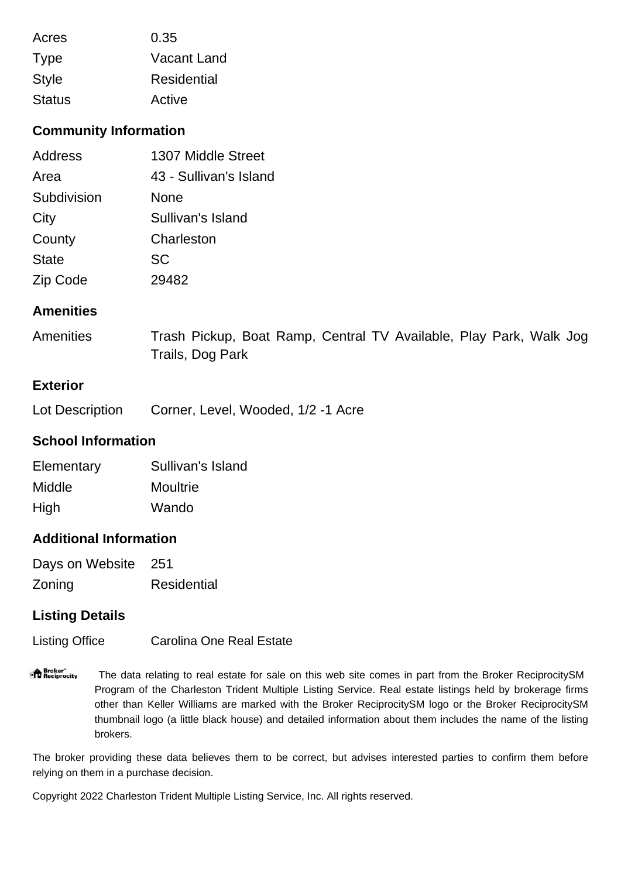| | |
|---|---|
| Acres | 0.35 |
| Type | Vacant Land |
| Style | Residential |
| Status | Active |

## Community Information

| | |
|---|---|
| Address | 1307 Middle Street |
| Area | 43 - Sullivan's Island |
| Subdivision | None |
| City | Sullivan's Island |
| County | Charleston |
| State | SC |
| Zip Code | 29482 |

## Amenities

| | |
|---|---|
| Amenities | Trash Pickup, Boat Ramp, Central TV Available, Play Park, Walk Jog Trails, Dog Park |

## Exterior

| | |
|---|---|
| Lot Description | Corner, Level, Wooded, 1/2 -1 Acre |

## School Information

| | |
|---|---|
| Elementary | Sullivan's Island |
| Middle | Moultrie |
| High | Wando |

## Additional Information

| | |
|---|---|
| Days on Website | 251 |
| Zoning | Residential |

## Listing Details

| | |
|---|---|
| Listing Office | Carolina One Real Estate |

The data relating to real estate for sale on this web site comes in part from the Broker ReciprocitySM Program of the Charleston Trident Multiple Listing Service. Real estate listings held by brokerage firms other than Keller Williams are marked with the Broker ReciprocitySM logo or the Broker ReciprocitySM thumbnail logo (a little black house) and detailed information about them includes the name of the listing brokers.

The broker providing these data believes them to be correct, but advises interested parties to confirm them before relying on them in a purchase decision.

Copyright 2022 Charleston Trident Multiple Listing Service, Inc. All rights reserved.